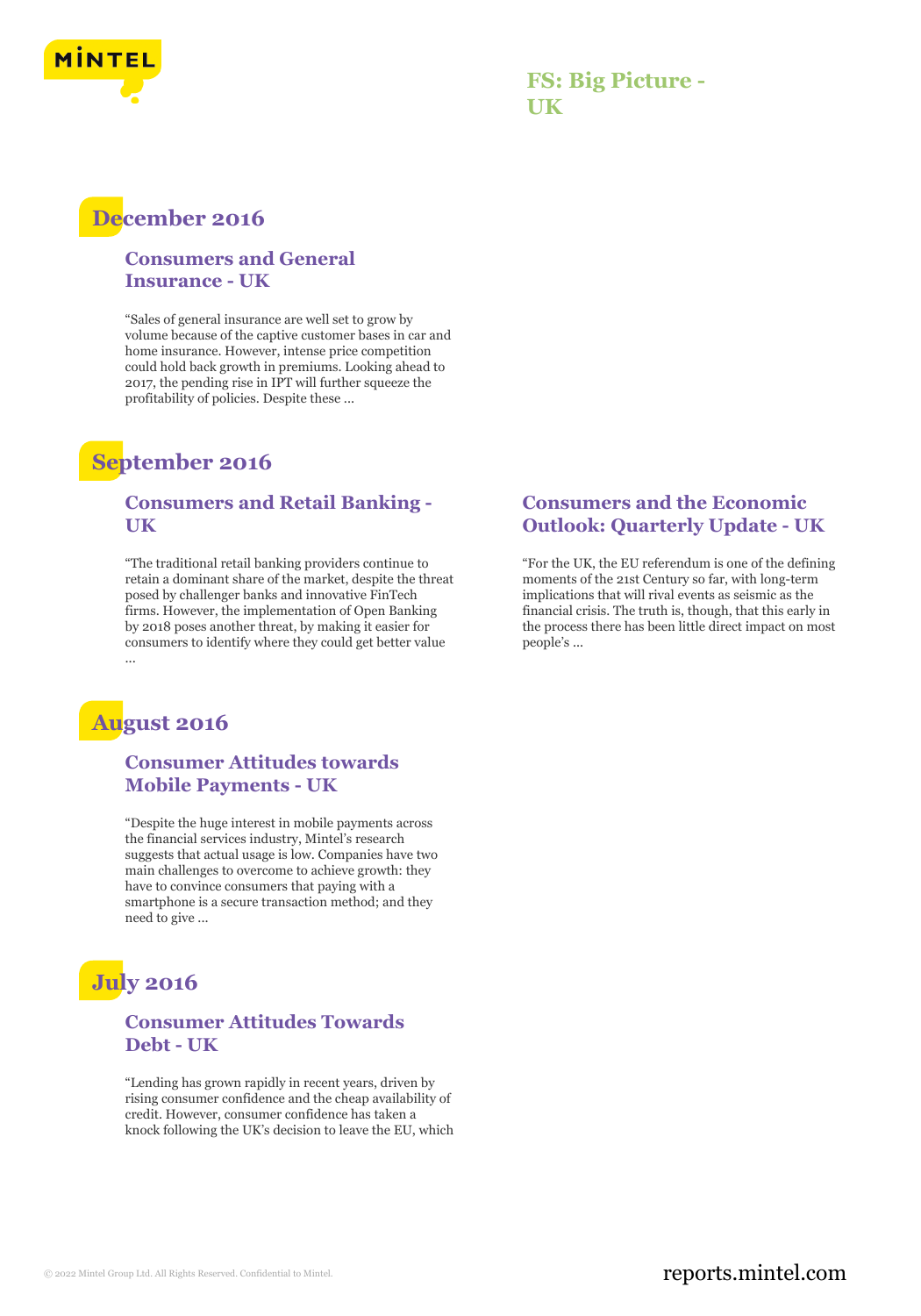# FS: Big Picture - UK

## December 2016

### Consumers and General Insurance - UK

"Sales of general insurance are well set to grow by volume because of the captive customer bases in car and home insurance. However, intense price competition could hold back growth in premiums. Looking ahead to 2017, the pending rise in IPT will further squeeze the profitability of policies. Despite these ...

## September 2016

### Consumers and Retail Banking - UK

"The traditional retail banking providers continue to retain a dominant share of the market, despite the threat posed by challenger banks and innovative FinTech firms. However, the implementation of Open Banking by 2018 poses another threat, by making it easier for consumers to identify where they could get better value ...

### Consumers and the Economic Outlook: Quarterly Update - UK

"For the UK, the EU referendum is one of the defining moments of the 21st Century so far, with long-term implications that will rival events as seismic as the financial crisis. The truth is, though, that this early in the process there has been little direct impact on most people's ...

## August 2016

### Consumer Attitudes towards Mobile Payments - UK

"Despite the huge interest in mobile payments across the financial services industry, Mintel's research suggests that actual usage is low. Companies have two main challenges to overcome to achieve growth: they have to convince consumers that paying with a smartphone is a secure transaction method; and they need to give ...

## July 2016

### Consumer Attitudes Towards Debt - UK

"Lending has grown rapidly in recent years, driven by rising consumer confidence and the cheap availability of credit. However, consumer confidence has taken a knock following the UK's decision to leave the EU, which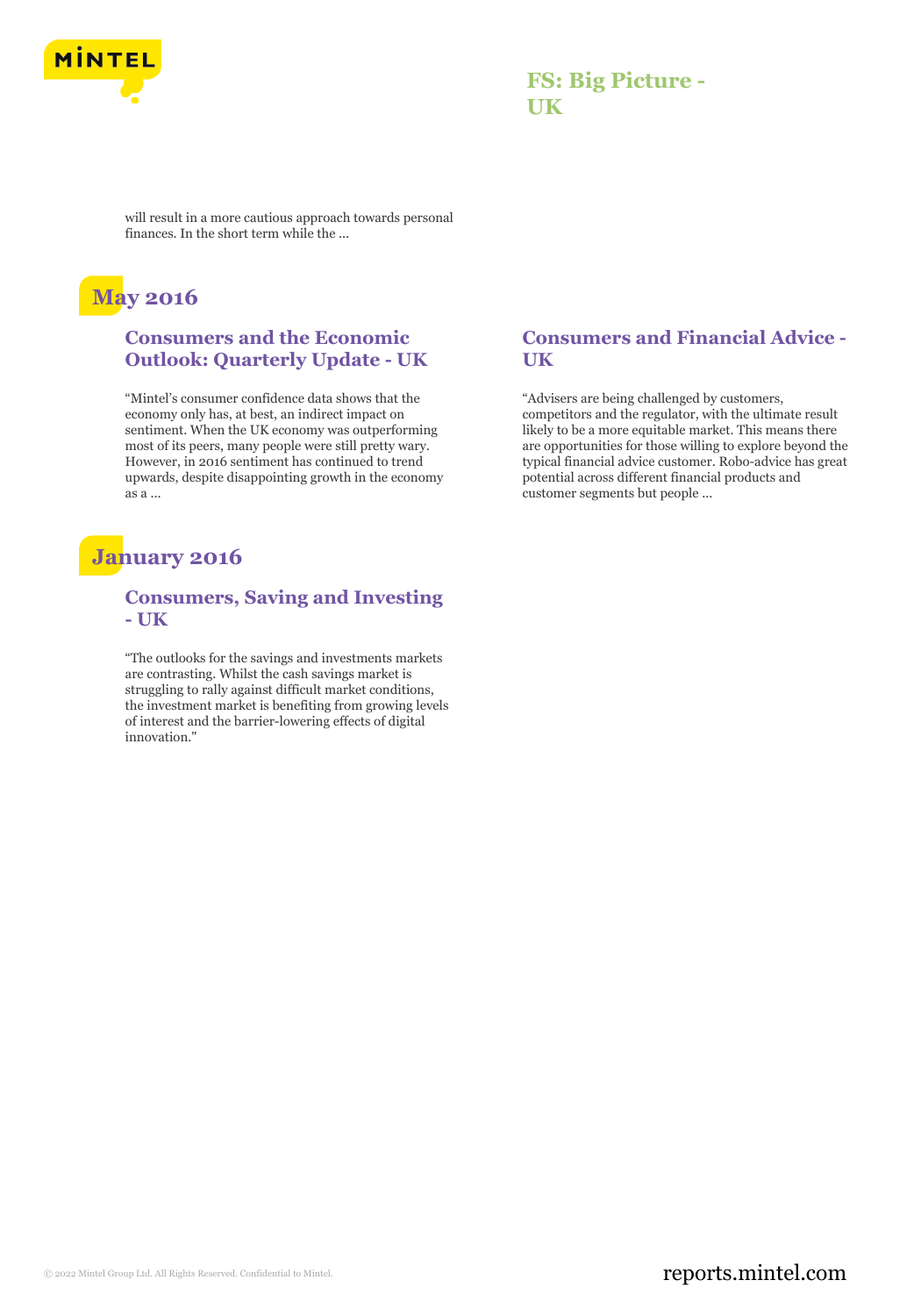will result in a more cautious approach towards personal finances. In the short term while the ...

## May 2016

### Consumers and the Economic Outlook: Quarterly Update - UK

“Mintel’s consumer confidence data shows that the economy only has, at best, an indirect impact on sentiment. When the UK economy was outperforming most of its peers, many people were still pretty wary. However, in 2016 sentiment has continued to trend upwards, despite disappointing growth in the economy as a ...

### Consumers and Financial Advice - UK

“Advisers are being challenged by customers, competitors and the regulator, with the ultimate result likely to be a more equitable market. This means there are opportunities for those willing to explore beyond the typical financial advice customer. Robo-advice has great potential across different financial products and customer segments but people ...

## January 2016

### Consumers, Saving and Investing - UK

“The outlooks for the savings and investments markets are contrasting. Whilst the cash savings market is struggling to rally against difficult market conditions, the investment market is benefiting from growing levels of interest and the barrier-lowering effects of digital innovation.”